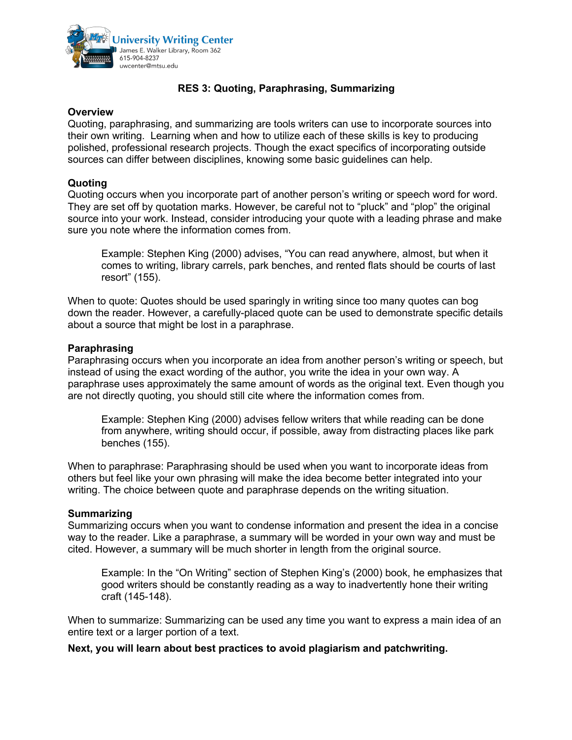University Writing Center
James E. Walker Library, Room 362
615-904-8237
uwcenter@mtsu.edu

# RES 3: Quoting, Paraphrasing, Summarizing

## Overview

Quoting, paraphrasing, and summarizing are tools writers can use to incorporate sources into their own writing. Learning when and how to utilize each of these skills is key to producing polished, professional research projects. Though the exact specifics of incorporating outside sources can differ between disciplines, knowing some basic guidelines can help.

## Quoting

Quoting occurs when you incorporate part of another person's writing or speech word for word. They are set off by quotation marks. However, be careful not to "pluck" and "plop" the original source into your work. Instead, consider introducing your quote with a leading phrase and make sure you note where the information comes from.

> Example: Stephen King (2000) advises, "You can read anywhere, almost, but when it comes to writing, library carrels, park benches, and rented flats should be courts of last resort" (155).

When to quote: Quotes should be used sparingly in writing since too many quotes can bog down the reader. However, a carefully-placed quote can be used to demonstrate specific details about a source that might be lost in a paraphrase.

## Paraphrasing

Paraphrasing occurs when you incorporate an idea from another person's writing or speech, but instead of using the exact wording of the author, you write the idea in your own way. A paraphrase uses approximately the same amount of words as the original text. Even though you are not directly quoting, you should still cite where the information comes from.

> Example: Stephen King (2000) advises fellow writers that while reading can be done from anywhere, writing should occur, if possible, away from distracting places like park benches (155).

When to paraphrase: Paraphrasing should be used when you want to incorporate ideas from others but feel like your own phrasing will make the idea become better integrated into your writing. The choice between quote and paraphrase depends on the writing situation.

## Summarizing

Summarizing occurs when you want to condense information and present the idea in a concise way to the reader. Like a paraphrase, a summary will be worded in your own way and must be cited. However, a summary will be much shorter in length from the original source.

> Example: In the "On Writing" section of Stephen King's (2000) book, he emphasizes that good writers should be constantly reading as a way to inadvertently hone their writing craft (145-148).

When to summarize: Summarizing can be used any time you want to express a main idea of an entire text or a larger portion of a text.

**Next, you will learn about best practices to avoid plagiarism and patchwriting.**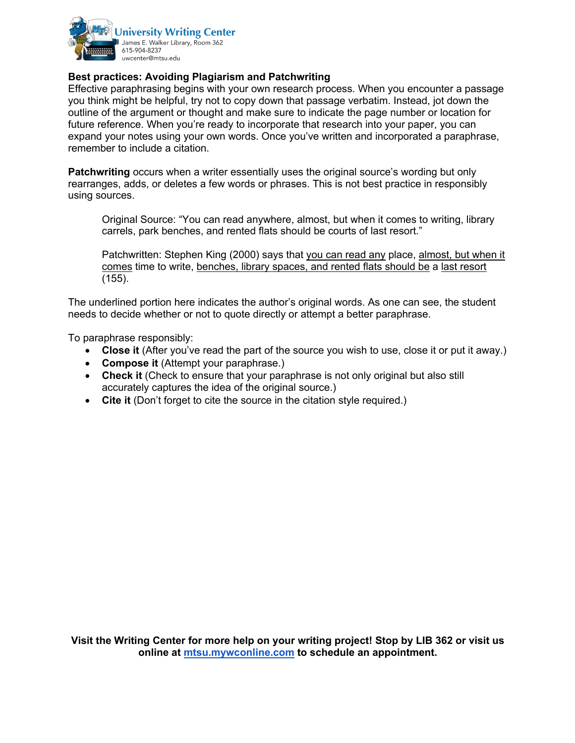**Best practices: Avoiding Plagiarism and Patchwriting**

Effective paraphrasing begins with your own research process. When you encounter a passage you think might be helpful, try not to copy down that passage verbatim. Instead, jot down the outline of the argument or thought and make sure to indicate the page number or location for future reference. When you're ready to incorporate that research into your paper, you can expand your notes using your own words. Once you've written and incorporated a paraphrase, remember to include a citation.

**Patchwriting** occurs when a writer essentially uses the original source's wording but only rearranges, adds, or deletes a few words or phrases. This is not best practice in responsibly using sources.

> Original Source: "You can read anywhere, almost, but when it comes to writing, library carrels, park benches, and rented flats should be courts of last resort."
>
> Patchwritten: Stephen King (2000) says that <u>you can read any</u> place, <u>almost, but when it comes</u> time to write, <u>benches, library spaces, and rented flats should be</u> a <u>last resort</u> (155).

The underlined portion here indicates the author's original words. As one can see, the student needs to decide whether or not to quote directly or attempt a better paraphrase.

To paraphrase responsibly:

- **Close it** (After you've read the part of the source you wish to use, close it or put it away.)
- **Compose it** (Attempt your paraphrase.)
- **Check it** (Check to ensure that your paraphrase is not only original but also still accurately captures the idea of the original source.)
- **Cite it** (Don't forget to cite the source in the citation style required.)